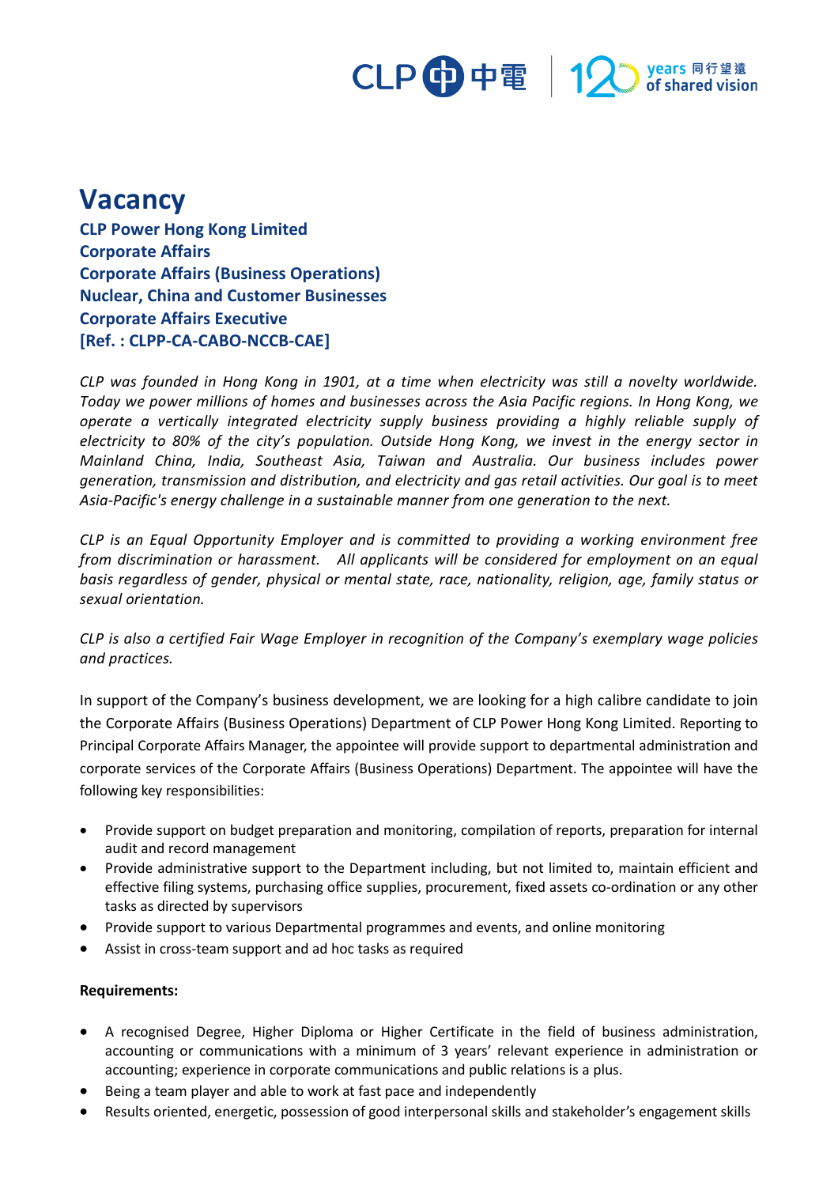# Vacancy

**CLP Power Hong Kong Limited**
**Corporate Affairs**
**Corporate Affairs (Business Operations)**
**Nuclear, China and Customer Businesses**
**Corporate Affairs Executive**
**[Ref. : CLPP-CA-CABO-NCCB-CAE]**

*CLP was founded in Hong Kong in 1901, at a time when electricity was still a novelty worldwide. Today we power millions of homes and businesses across the Asia Pacific regions. In Hong Kong, we operate a vertically integrated electricity supply business providing a highly reliable supply of electricity to 80% of the city's population. Outside Hong Kong, we invest in the energy sector in Mainland China, India, Southeast Asia, Taiwan and Australia. Our business includes power generation, transmission and distribution, and electricity and gas retail activities. Our goal is to meet Asia-Pacific's energy challenge in a sustainable manner from one generation to the next.*

*CLP is an Equal Opportunity Employer and is committed to providing a working environment free from discrimination or harassment. All applicants will be considered for employment on an equal basis regardless of gender, physical or mental state, race, nationality, religion, age, family status or sexual orientation.*

*CLP is also a certified Fair Wage Employer in recognition of the Company's exemplary wage policies and practices.*

In support of the Company's business development, we are looking for a high calibre candidate to join the Corporate Affairs (Business Operations) Department of CLP Power Hong Kong Limited. Reporting to Principal Corporate Affairs Manager, the appointee will provide support to departmental administration and corporate services of the Corporate Affairs (Business Operations) Department. The appointee will have the following key responsibilities:

- Provide support on budget preparation and monitoring, compilation of reports, preparation for internal audit and record management
- Provide administrative support to the Department including, but not limited to, maintain efficient and effective filing systems, purchasing office supplies, procurement, fixed assets co-ordination or any other tasks as directed by supervisors
- Provide support to various Departmental programmes and events, and online monitoring
- Assist in cross-team support and ad hoc tasks as required

**Requirements:**

- A recognised Degree, Higher Diploma or Higher Certificate in the field of business administration, accounting or communications with a minimum of 3 years' relevant experience in administration or accounting; experience in corporate communications and public relations is a plus.
- Being a team player and able to work at fast pace and independently
- Results oriented, energetic, possession of good interpersonal skills and stakeholder's engagement skills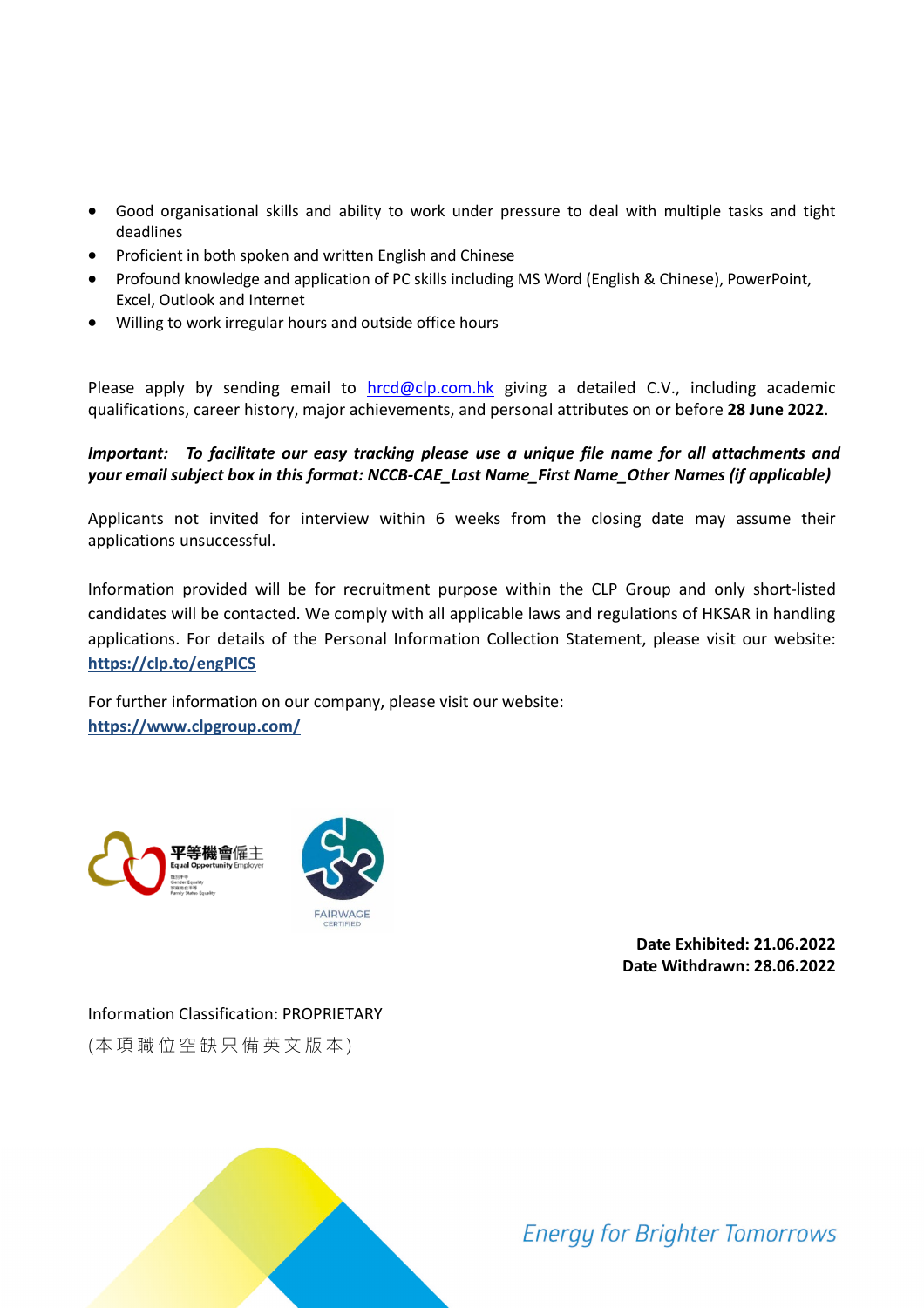- Good organisational skills and ability to work under pressure to deal with multiple tasks and tight deadlines
- Proficient in both spoken and written English and Chinese
- Profound knowledge and application of PC skills including MS Word (English & Chinese), PowerPoint, Excel, Outlook and Internet
- Willing to work irregular hours and outside office hours

Please apply by sending email to hrcd@clp.com.hk giving a detailed C.V., including academic qualifications, career history, major achievements, and personal attributes on or before **28 June 2022**.

***Important: To facilitate our easy tracking please use a unique file name for all attachments and your email subject box in this format: NCCB-CAE_Last Name_First Name_Other Names (if applicable)***

Applicants not invited for interview within 6 weeks from the closing date may assume their applications unsuccessful.

Information provided will be for recruitment purpose within the CLP Group and only short-listed candidates will be contacted. We comply with all applicable laws and regulations of HKSAR in handling applications. For details of the Personal Information Collection Statement, please visit our website: **https://clp.to/engPICS**

For further information on our company, please visit our website:
**https://www.clpgroup.com/**

平等機會僱主 Equal Opportunity Employer

FAIRWAGE CERTIFIED

**Date Exhibited: 21.06.2022**
**Date Withdrawn: 28.06.2022**

Information Classification: PROPRIETARY
(本項職位空缺只備英文版本)

*Energy for Brighter Tomorrows*